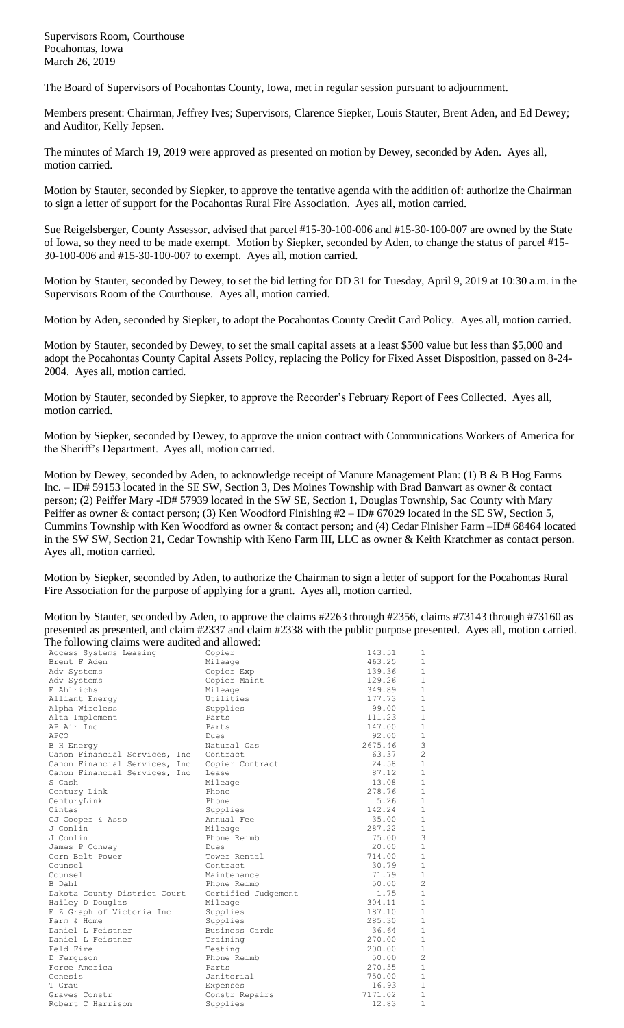Supervisors Room, Courthouse
Pocahontas, Iowa
March 26, 2019

The Board of Supervisors of Pocahontas County, Iowa, met in regular session pursuant to adjournment.

Members present: Chairman, Jeffrey Ives; Supervisors, Clarence Siepker, Louis Stauter, Brent Aden, and Ed Dewey; and Auditor, Kelly Jepsen.

The minutes of March 19, 2019 were approved as presented on motion by Dewey, seconded by Aden. Ayes all, motion carried.

Motion by Stauter, seconded by Siepker, to approve the tentative agenda with the addition of: authorize the Chairman to sign a letter of support for the Pocahontas Rural Fire Association. Ayes all, motion carried.

Sue Reigelsberger, County Assessor, advised that parcel #15-30-100-006 and #15-30-100-007 are owned by the State of Iowa, so they need to be made exempt. Motion by Siepker, seconded by Aden, to change the status of parcel #15-30-100-006 and #15-30-100-007 to exempt. Ayes all, motion carried.

Motion by Stauter, seconded by Dewey, to set the bid letting for DD 31 for Tuesday, April 9, 2019 at 10:30 a.m. in the Supervisors Room of the Courthouse. Ayes all, motion carried.

Motion by Aden, seconded by Siepker, to adopt the Pocahontas County Credit Card Policy. Ayes all, motion carried.

Motion by Stauter, seconded by Dewey, to set the small capital assets at a least $500 value but less than $5,000 and adopt the Pocahontas County Capital Assets Policy, replacing the Policy for Fixed Asset Disposition, passed on 8-24-2004. Ayes all, motion carried.

Motion by Stauter, seconded by Siepker, to approve the Recorder's February Report of Fees Collected. Ayes all, motion carried.

Motion by Siepker, seconded by Dewey, to approve the union contract with Communications Workers of America for the Sheriff's Department. Ayes all, motion carried.

Motion by Dewey, seconded by Aden, to acknowledge receipt of Manure Management Plan: (1) B & B Hog Farms Inc. – ID# 59153 located in the SE SW, Section 3, Des Moines Township with Brad Banwart as owner & contact person; (2) Peiffer Mary -ID# 57939 located in the SW SE, Section 1, Douglas Township, Sac County with Mary Peiffer as owner & contact person; (3) Ken Woodford Finishing #2 – ID# 67029 located in the SE SW, Section 5, Cummins Township with Ken Woodford as owner & contact person; and (4) Cedar Finisher Farm –ID# 68464 located in the SW SW, Section 21, Cedar Township with Keno Farm III, LLC as owner & Keith Kratchmer as contact person. Ayes all, motion carried.

Motion by Siepker, seconded by Aden, to authorize the Chairman to sign a letter of support for the Pocahontas Rural Fire Association for the purpose of applying for a grant. Ayes all, motion carried.

Motion by Stauter, seconded by Aden, to approve the claims #2263 through #2356, claims #73143 through #73160 as presented as presented, and claim #2337 and claim #2338 with the public purpose presented. Ayes all, motion carried.
The following claims were audited and allowed:

| | | | |
|---|---|---|---|
| Access Systems Leasing | Copier | 143.51 | 1 |
| Brent F Aden | Mileage | 463.25 | 1 |
| Adv Systems | Copier Exp | 139.36 | 1 |
| Adv Systems | Copier Maint | 129.26 | 1 |
| E Ahlrichs | Mileage | 349.89 | 1 |
| Alliant Energy | Utilities | 177.73 | 1 |
| Alpha Wireless | Supplies | 99.00 | 1 |
| Alta Implement | Parts | 111.23 | 1 |
| AP Air Inc | Parts | 147.00 | 1 |
| APCO | Dues | 92.00 | 1 |
| B H Energy | Natural Gas | 2675.46 | 3 |
| Canon Financial Services, Inc | Contract | 63.37 | 2 |
| Canon Financial Services, Inc | Copier Contract | 24.58 | 1 |
| Canon Financial Services, Inc | Lease | 87.12 | 1 |
| S Cash | Mileage | 13.08 | 1 |
| Century Link | Phone | 278.76 | 1 |
| CenturyLink | Phone | 5.26 | 1 |
| Cintas | Supplies | 142.24 | 1 |
| CJ Cooper & Asso | Annual Fee | 35.00 | 1 |
| J Conlin | Mileage | 287.22 | 1 |
| J Conlin | Phone Reimb | 75.00 | 3 |
| James P Conway | Dues | 20.00 | 1 |
| Corn Belt Power | Tower Rental | 714.00 | 1 |
| Counsel | Contract | 30.79 | 1 |
| Counsel | Maintenance | 71.79 | 1 |
| B Dahl | Phone Reimb | 50.00 | 2 |
| Dakota County District Court | Certified Judgement | 1.75 | 1 |
| Hailey D Douglas | Mileage | 304.11 | 1 |
| E Z Graph of Victoria Inc | Supplies | 187.10 | 1 |
| Farm & Home | Supplies | 285.30 | 1 |
| Daniel L Feistner | Business Cards | 36.64 | 1 |
| Daniel L Feistner | Training | 270.00 | 1 |
| Feld Fire | Testing | 200.00 | 1 |
| D Ferguson | Phone Reimb | 50.00 | 2 |
| Force America | Parts | 270.55 | 1 |
| Genesis | Janitorial | 750.00 | 1 |
| T Grau | Expenses | 16.93 | 1 |
| Graves Constr | Constr Repairs | 7171.02 | 1 |
| Robert C Harrison | Supplies | 12.83 | 1 |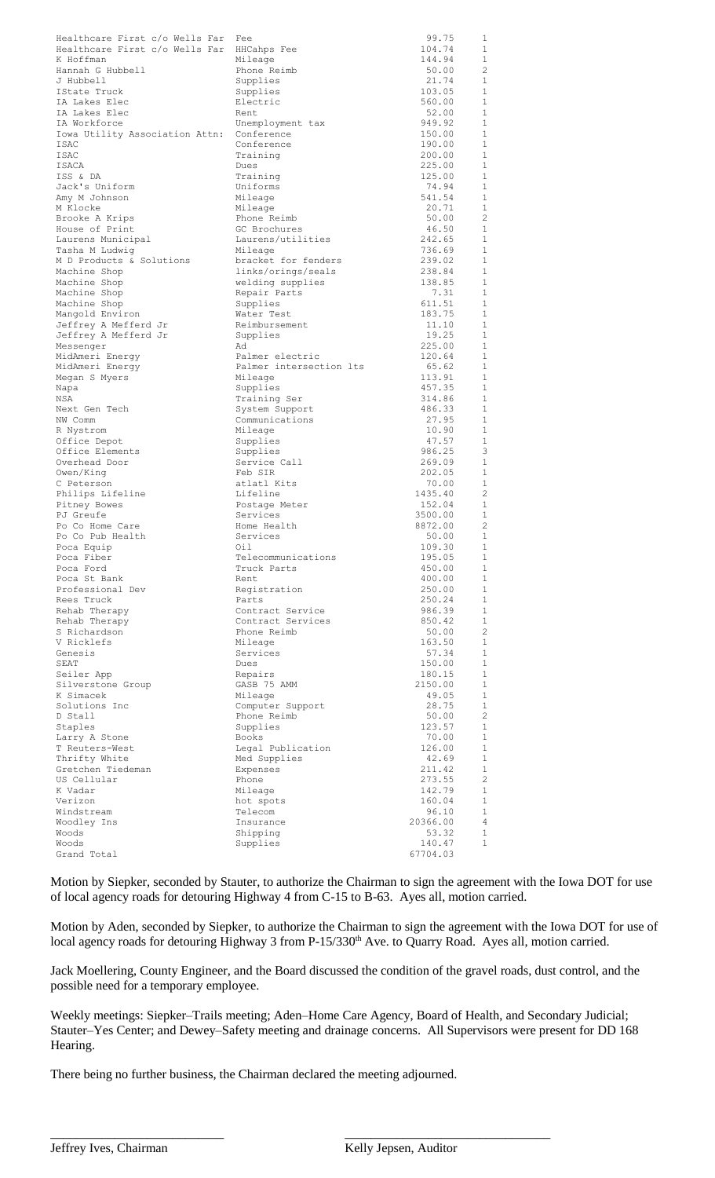| | | | |
|---|---|---|---|
| Healthcare First c/o Wells Far | Fee | 99.75 | 1 |
| Healthcare First c/o Wells Far | HHCahps Fee | 104.74 | 1 |
| K Hoffman | Mileage | 144.94 | 1 |
| Hannah G Hubbell | Phone Reimb | 50.00 | 2 |
| J Hubbell | Supplies | 21.74 | 1 |
| IState Truck | Supplies | 103.05 | 1 |
| IA Lakes Elec | Electric | 560.00 | 1 |
| IA Lakes Elec | Rent | 52.00 | 1 |
| IA Workforce | Unemployment tax | 949.92 | 1 |
| Iowa Utility Association Attn: | Conference | 150.00 | 1 |
| ISAC | Conference | 190.00 | 1 |
| ISAC | Training | 200.00 | 1 |
| ISACA | Dues | 225.00 | 1 |
| ISS & DA | Training | 125.00 | 1 |
| Jack's Uniform | Uniforms | 74.94 | 1 |
| Amy M Johnson | Mileage | 541.54 | 1 |
| M Klocke | Mileage | 20.71 | 1 |
| Brooke A Krips | Phone Reimb | 50.00 | 2 |
| House of Print | GC Brochures | 46.50 | 1 |
| Laurens Municipal | Laurens/utilities | 242.65 | 1 |
| Tasha M Ludwig | Mileage | 736.69 | 1 |
| M D Products & Solutions | bracket for fenders | 239.02 | 1 |
| Machine Shop | links/orings/seals | 238.84 | 1 |
| Machine Shop | welding supplies | 138.85 | 1 |
| Machine Shop | Repair Parts | 7.31 | 1 |
| Machine Shop | Supplies | 611.51 | 1 |
| Mangold Environ | Water Test | 183.75 | 1 |
| Jeffrey A Mefferd Jr | Reimbursement | 11.10 | 1 |
| Jeffrey A Mefferd Jr | Supplies | 19.25 | 1 |
| Messenger | Ad | 225.00 | 1 |
| MidAmeri Energy | Palmer electric | 120.64 | 1 |
| MidAmeri Energy | Palmer intersection lts | 65.62 | 1 |
| Megan S Myers | Mileage | 113.91 | 1 |
| Napa | Supplies | 457.35 | 1 |
| NSA | Training Ser | 314.86 | 1 |
| Next Gen Tech | System Support | 486.33 | 1 |
| NW Comm | Communications | 27.95 | 1 |
| R Nystrom | Mileage | 10.90 | 1 |
| Office Depot | Supplies | 47.57 | 1 |
| Office Elements | Supplies | 986.25 | 3 |
| Overhead Door | Service Call | 269.09 | 1 |
| Owen/King | Feb SIR | 202.05 | 1 |
| C Peterson | atlatl Kits | 70.00 | 1 |
| Philips Lifeline | Lifeline | 1435.40 | 2 |
| Pitney Bowes | Postage Meter | 152.04 | 1 |
| PJ Greufe | Services | 3500.00 | 1 |
| Po Co Home Care | Home Health | 8872.00 | 2 |
| Po Co Pub Health | Services | 50.00 | 1 |
| Poca Equip | Oil | 109.30 | 1 |
| Poca Fiber | Telecommunications | 195.05 | 1 |
| Poca Ford | Truck Parts | 450.00 | 1 |
| Poca St Bank | Rent | 400.00 | 1 |
| Professional Dev | Registration | 250.00 | 1 |
| Rees Truck | Parts | 250.24 | 1 |
| Rehab Therapy | Contract Service | 986.39 | 1 |
| Rehab Therapy | Contract Services | 850.42 | 1 |
| S Richardson | Phone Reimb | 50.00 | 2 |
| V Ricklefs | Mileage | 163.50 | 1 |
| Genesis | Services | 57.34 | 1 |
| SEAT | Dues | 150.00 | 1 |
| Seiler App | Repairs | 180.15 | 1 |
| Silverstone Group | GASB 75 AMM | 2150.00 | 1 |
| K Simacek | Mileage | 49.05 | 1 |
| Solutions Inc | Computer Support | 28.75 | 1 |
| D Stall | Phone Reimb | 50.00 | 2 |
| Staples | Supplies | 123.57 | 1 |
| Larry A Stone | Books | 70.00 | 1 |
| T Reuters-West | Legal Publication | 126.00 | 1 |
| Thrifty White | Med Supplies | 42.69 | 1 |
| Gretchen Tiedeman | Expenses | 211.42 | 1 |
| US Cellular | Phone | 273.55 | 2 |
| K Vadar | Mileage | 142.79 | 1 |
| Verizon | hot spots | 160.04 | 1 |
| Windstream | Telecom | 96.10 | 1 |
| Woodley Ins | Insurance | 20366.00 | 4 |
| Woods | Shipping | 53.32 | 1 |
| Woods | Supplies | 140.47 | 1 |
| Grand Total | | 67704.03 | |

Motion by Siepker, seconded by Stauter, to authorize the Chairman to sign the agreement with the Iowa DOT for use of local agency roads for detouring Highway 4 from C-15 to B-63. Ayes all, motion carried.

Motion by Aden, seconded by Siepker, to authorize the Chairman to sign the agreement with the Iowa DOT for use of local agency roads for detouring Highway 3 from P-15/330th Ave. to Quarry Road. Ayes all, motion carried.

Jack Moellering, County Engineer, and the Board discussed the condition of the gravel roads, dust control, and the possible need for a temporary employee.

Weekly meetings: Siepker–Trails meeting; Aden–Home Care Agency, Board of Health, and Secondary Judicial; Stauter–Yes Center; and Dewey–Safety meeting and drainage concerns. All Supervisors were present for DD 168 Hearing.

There being no further business, the Chairman declared the meeting adjourned.

Jeffrey Ives, Chairman

Kelly Jepsen, Auditor